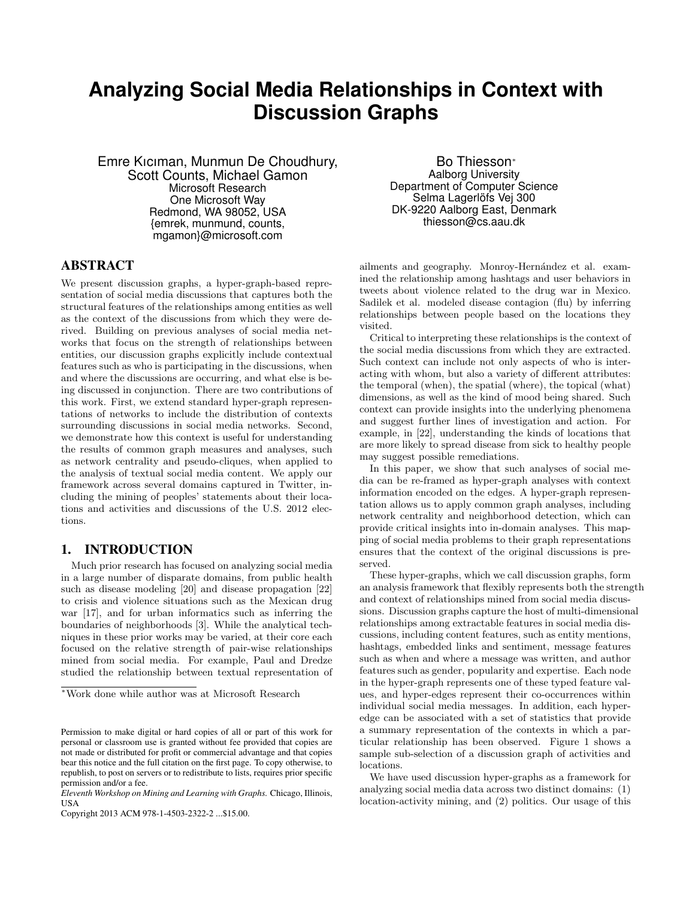# Analyzing Social Media Relationships in Context with Discussion Graphs

Emre Kıcıman, Munmun De Choudhury, Scott Counts, Michael Gamon
Microsoft Research
One Microsoft Way
Redmond, WA 98052, USA
{emrek, munmund, counts, mgamon}@microsoft.com

Bo Thiesson*
Aalborg University
Department of Computer Science
Selma Lagerlöfs Vej 300
DK-9220 Aalborg East, Denmark
thiesson@cs.aau.dk

## ABSTRACT

We present discussion graphs, a hyper-graph-based representation of social media discussions that captures both the structural features of the relationships among entities as well as the context of the discussions from which they were derived. Building on previous analyses of social media networks that focus on the strength of relationships between entities, our discussion graphs explicitly include contextual features such as who is participating in the discussions, when and where the discussions are occurring, and what else is being discussed in conjunction. There are two contributions of this work. First, we extend standard hyper-graph representations of networks to include the distribution of contexts surrounding discussions in social media networks. Second, we demonstrate how this context is useful for understanding the results of common graph measures and analyses, such as network centrality and pseudo-cliques, when applied to the analysis of textual social media content. We apply our framework across several domains captured in Twitter, including the mining of peoples' statements about their locations and activities and discussions of the U.S. 2012 elections.

## 1. INTRODUCTION

Much prior research has focused on analyzing social media in a large number of disparate domains, from public health such as disease modeling [20] and disease propagation [22] to crisis and violence situations such as the Mexican drug war [17], and for urban informatics such as inferring the boundaries of neighborhoods [3]. While the analytical techniques in these prior works may be varied, at their core each focused on the relative strength of pair-wise relationships mined from social media. For example, Paul and Dredze studied the relationship between textual representation of ailments and geography. Monroy-Hernández et al. examined the relationship among hashtags and user behaviors in tweets about violence related to the drug war in Mexico. Sadilek et al. modeled disease contagion (flu) by inferring relationships between people based on the locations they visited.

Critical to interpreting these relationships is the context of the social media discussions from which they are extracted. Such context can include not only aspects of who is interacting with whom, but also a variety of different attributes: the temporal (when), the spatial (where), the topical (what) dimensions, as well as the kind of mood being shared. Such context can provide insights into the underlying phenomena and suggest further lines of investigation and action. For example, in [22], understanding the kinds of locations that are more likely to spread disease from sick to healthy people may suggest possible remediations.

In this paper, we show that such analyses of social media can be re-framed as hyper-graph analyses with context information encoded on the edges. A hyper-graph representation allows us to apply common graph analyses, including network centrality and neighborhood detection, which can provide critical insights into in-domain analyses. This mapping of social media problems to their graph representations ensures that the context of the original discussions is preserved.

These hyper-graphs, which we call discussion graphs, form an analysis framework that flexibly represents both the strength and context of relationships mined from social media discussions. Discussion graphs capture the host of multi-dimensional relationships among extractable features in social media discussions, including content features, such as entity mentions, hashtags, embedded links and sentiment, message features such as when and where a message was written, and author features such as gender, popularity and expertise. Each node in the hyper-graph represents one of these typed feature values, and hyper-edges represent their co-occurrences within individual social media messages. In addition, each hyper-edge can be associated with a set of statistics that provide a summary representation of the contexts in which a particular relationship has been observed. Figure 1 shows a sample sub-selection of a discussion graph of activities and locations.

We have used discussion hyper-graphs as a framework for analyzing social media data across two distinct domains: (1) location-activity mining, and (2) politics. Our usage of this

*Work done while author was at Microsoft Research

Permission to make digital or hard copies of all or part of this work for personal or classroom use is granted without fee provided that copies are not made or distributed for profit or commercial advantage and that copies bear this notice and the full citation on the first page. To copy otherwise, to republish, to post on servers or to redistribute to lists, requires prior specific permission and/or a fee.
*Eleventh Workshop on Mining and Learning with Graphs.* Chicago, Illinois, USA
Copyright 2013 ACM 978-1-4503-2322-2 ...$15.00.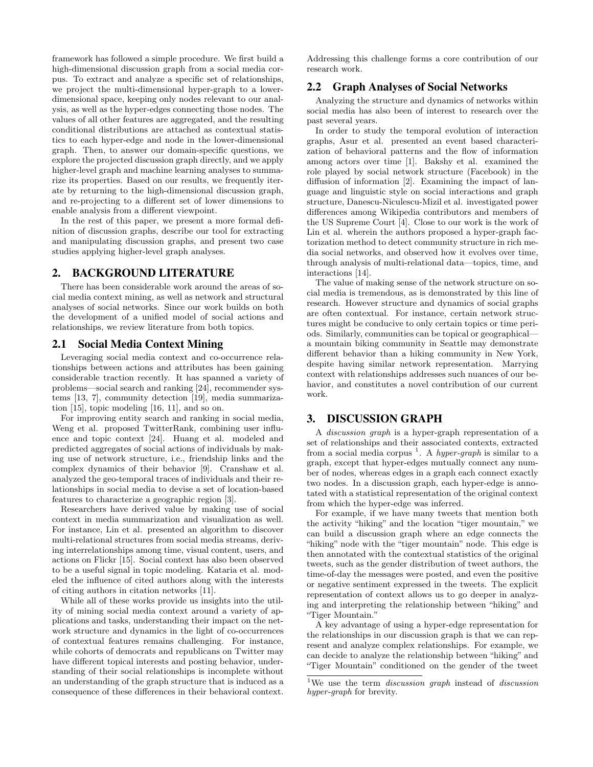framework has followed a simple procedure. We first build a high-dimensional discussion graph from a social media corpus. To extract and analyze a specific set of relationships, we project the multi-dimensional hyper-graph to a lower-dimensional space, keeping only nodes relevant to our analysis, as well as the hyper-edges connecting those nodes. The values of all other features are aggregated, and the resulting conditional distributions are attached as contextual statistics to each hyper-edge and node in the lower-dimensional graph. Then, to answer our domain-specific questions, we explore the projected discussion graph directly, and we apply higher-level graph and machine learning analyses to summarize its properties. Based on our results, we frequently iterate by returning to the high-dimensional discussion graph, and re-projecting to a different set of lower dimensions to enable analysis from a different viewpoint.

In the rest of this paper, we present a more formal definition of discussion graphs, describe our tool for extracting and manipulating discussion graphs, and present two case studies applying higher-level graph analyses.

## 2. BACKGROUND LITERATURE

There has been considerable work around the areas of social media context mining, as well as network and structural analyses of social networks. Since our work builds on both the development of a unified model of social actions and relationships, we review literature from both topics.

### 2.1 Social Media Context Mining

Leveraging social media context and co-occurrence relationships between actions and attributes has been gaining considerable traction recently. It has spanned a variety of problems—social search and ranking [24], recommender systems [13, 7], community detection [19], media summarization [15], topic modeling [16, 11], and so on.

For improving entity search and ranking in social media, Weng et al. proposed TwitterRank, combining user influence and topic context [24]. Huang et al. modeled and predicted aggregates of social actions of individuals by making use of network structure, i.e., friendship links and the complex dynamics of their behavior [9]. Cranshaw et al. analyzed the geo-temporal traces of individuals and their relationships in social media to devise a set of location-based features to characterize a geographic region [3].

Researchers have derived value by making use of social context in media summarization and visualization as well. For instance, Lin et al. presented an algorithm to discover multi-relational structures from social media streams, deriving interrelationships among time, visual content, users, and actions on Flickr [15]. Social context has also been observed to be a useful signal in topic modeling. Kataria et al. modeled the influence of cited authors along with the interests of citing authors in citation networks [11].

While all of these works provide us insights into the utility of mining social media context around a variety of applications and tasks, understanding their impact on the network structure and dynamics in the light of co-occurrences of contextual features remains challenging. For instance, while cohorts of democrats and republicans on Twitter may have different topical interests and posting behavior, understanding of their social relationships is incomplete without an understanding of the graph structure that is induced as a consequence of these differences in their behavioral context. Addressing this challenge forms a core contribution of our research work.

### 2.2 Graph Analyses of Social Networks

Analyzing the structure and dynamics of networks within social media has also been of interest to research over the past several years.

In order to study the temporal evolution of interaction graphs, Asur et al. presented an event based characterization of behavioral patterns and the flow of information among actors over time [1]. Bakshy et al. examined the role played by social network structure (Facebook) in the diffusion of information [2]. Examining the impact of language and linguistic style on social interactions and graph structure, Danescu-Niculescu-Mizil et al. investigated power differences among Wikipedia contributors and members of the US Supreme Court [4]. Close to our work is the work of Lin et al. wherein the authors proposed a hyper-graph factorization method to detect community structure in rich media social networks, and observed how it evolves over time, through analysis of multi-relational data—topics, time, and interactions [14].

The value of making sense of the network structure on social media is tremendous, as is demonstrated by this line of research. However structure and dynamics of social graphs are often contextual. For instance, certain network structures might be conducive to only certain topics or time periods. Similarly, communities can be topical or geographical—a mountain biking community in Seattle may demonstrate different behavior than a hiking community in New York, despite having similar network representation. Marrying context with relationships addresses such nuances of our behavior, and constitutes a novel contribution of our current work.

## 3. DISCUSSION GRAPH

A *discussion graph* is a hyper-graph representation of a set of relationships and their associated contexts, extracted from a social media corpus [1]. A *hyper-graph* is similar to a graph, except that hyper-edges mutually connect any number of nodes, whereas edges in a graph each connect exactly two nodes. In a discussion graph, each hyper-edge is annotated with a statistical representation of the original context from which the hyper-edge was inferred.

For example, if we have many tweets that mention both the activity "hiking" and the location "tiger mountain," we can build a discussion graph where an edge connects the "hiking" node with the "tiger mountain" node. This edge is then annotated with the contextual statistics of the original tweets, such as the gender distribution of tweet authors, the time-of-day the messages were posted, and even the positive or negative sentiment expressed in the tweets. The explicit representation of context allows us to go deeper in analyzing and interpreting the relationship between "hiking" and "Tiger Mountain."

A key advantage of using a hyper-edge representation for the relationships in our discussion graph is that we can represent and analyze complex relationships. For example, we can decide to analyze the relationship between "hiking" and "Tiger Mountain" conditioned on the gender of the tweet

[1] We use the term *discussion graph* instead of *discussion hyper-graph* for brevity.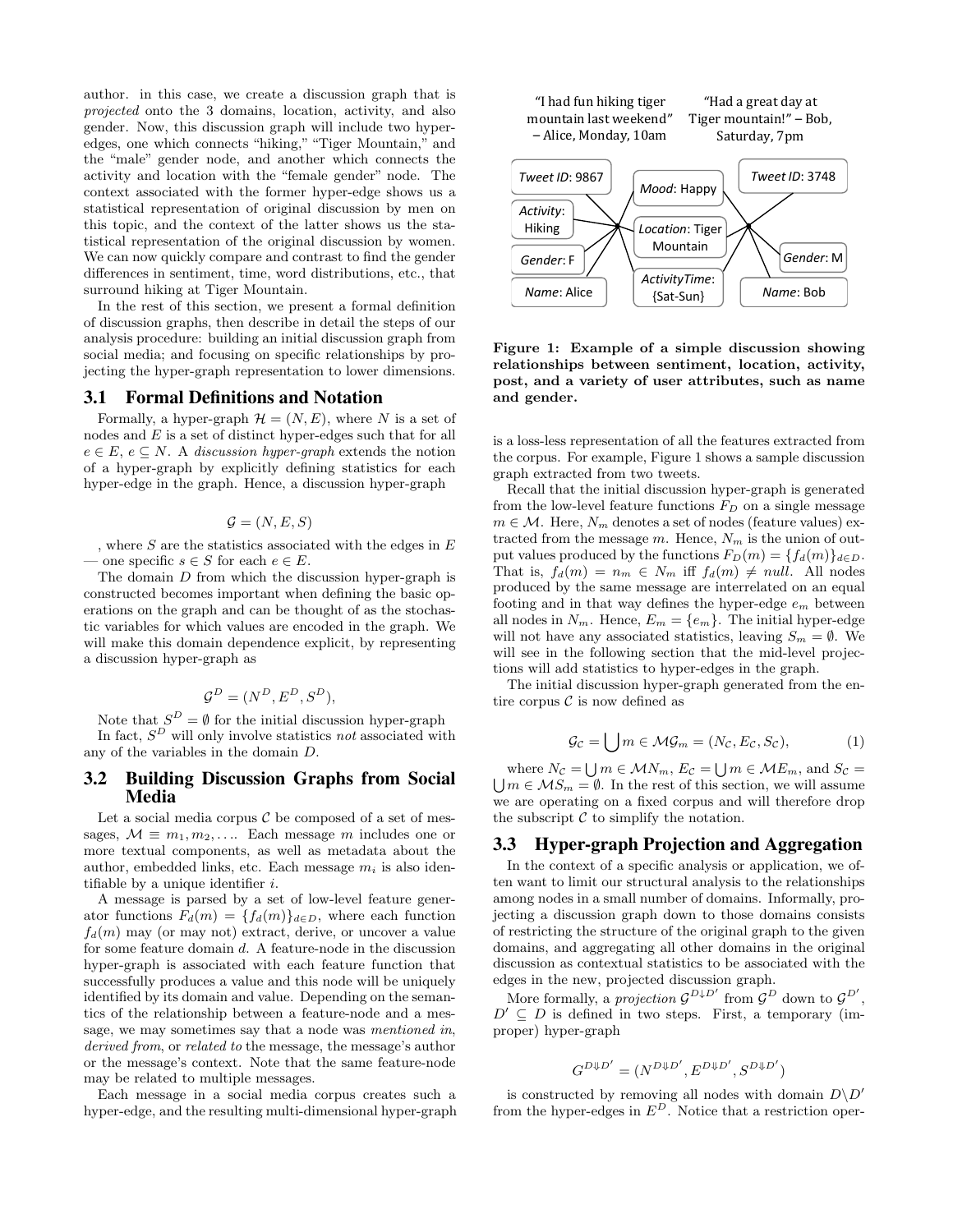author. in this case, we create a discussion graph that is *projected* onto the 3 domains, location, activity, and also gender. Now, this discussion graph will include two hyper-edges, one which connects "hiking," "Tiger Mountain," and the "male" gender node, and another which connects the activity and location with the "female gender" node. The context associated with the former hyper-edge shows us a statistical representation of original discussion by men on this topic, and the context of the latter shows us the statistical representation of the original discussion by women. We can now quickly compare and contrast to find the gender differences in sentiment, time, word distributions, etc., that surround hiking at Tiger Mountain.

In the rest of this section, we present a formal definition of discussion graphs, then describe in detail the steps of our analysis procedure: building an initial discussion graph from social media; and focusing on specific relationships by projecting the hyper-graph representation to lower dimensions.

## 3.1 Formal Definitions and Notation

Formally, a hyper-graph $\mathcal{H} = (N, E)$, where $N$ is a set of nodes and $E$ is a set of distinct hyper-edges such that for all $e \in E$, $e \subseteq N$. A *discussion hyper-graph* extends the notion of a hyper-graph by explicitly defining statistics for each hyper-edge in the graph. Hence, a discussion hyper-graph

$$\mathcal{G} = (N, E, S)$$

, where $S$ are the statistics associated with the edges in $E$ — one specific $s \in S$ for each $e \in E$.

The domain $D$ from which the discussion hyper-graph is constructed becomes important when defining the basic operations on the graph and can be thought of as the stochastic variables for which values are encoded in the graph. We will make this domain dependence explicit, by representing a discussion hyper-graph as

$$\mathcal{G}^D = (N^D, E^D, S^D),$$

Note that $S^D = \emptyset$ for the initial discussion hyper-graph

In fact, $S^D$ will only involve statistics *not* associated with any of the variables in the domain $D$.

## 3.2 Building Discussion Graphs from Social Media

Let a social media corpus $\mathcal{C}$ be composed of a set of messages, $\mathcal{M} \equiv m_1, m_2, \ldots$. Each message $m$ includes one or more textual components, as well as metadata about the author, embedded links, etc. Each message $m_i$ is also identifiable by a unique identifier $i$.

A message is parsed by a set of low-level feature generator functions $F_d(m) = \{f_d(m)\}_{d \in D}$, where each function $f_d(m)$ may (or may not) extract, derive, or uncover a value for some feature domain $d$. A feature-node in the discussion hyper-graph is associated with each feature function that successfully produces a value and this node will be uniquely identified by its domain and value. Depending on the semantics of the relationship between a feature-node and a message, we may sometimes say that a node was *mentioned in*, *derived from*, or *related to* the message, the message's author or the message's context. Note that the same feature-node may be related to multiple messages.

Each message in a social media corpus creates such a hyper-edge, and the resulting multi-dimensional hyper-graph is a loss-less representation of all the features extracted from the corpus. For example, Figure 1 shows a sample discussion graph extracted from two tweets.

**Figure 1: Example of a simple discussion showing relationships between sentiment, location, activity, post, and a variety of user attributes, such as name and gender.**

Recall that the initial discussion hyper-graph is generated from the low-level feature functions $F_D$ on a single message $m \in \mathcal{M}$. Here, $N_m$ denotes a set of nodes (feature values) extracted from the message $m$. Hence, $N_m$ is the union of output values produced by the functions $F_D(m) = \{f_d(m)\}_{d \in D}$. That is, $f_d(m) = n_m \in N_m$ iff $f_d(m) \neq null$. All nodes produced by the same message are interrelated on an equal footing and in that way defines the hyper-edge $e_m$ between all nodes in $N_m$. Hence, $E_m = \{e_m\}$. The initial hyper-edge will not have any associated statistics, leaving $S_m = \emptyset$. We will see in the following section that the mid-level projections will add statistics to hyper-edges in the graph.

The initial discussion hyper-graph generated from the entire corpus $\mathcal{C}$ is now defined as

$$\mathcal{G}_\mathcal{C} = \bigcup m \in \mathcal{M}\mathcal{G}_m = (N_\mathcal{C}, E_\mathcal{C}, S_\mathcal{C}), \tag{1}$$

where $N_\mathcal{C} = \bigcup m \in \mathcal{M}N_m$, $E_\mathcal{C} = \bigcup m \in \mathcal{M}E_m$, and $S_\mathcal{C} = \bigcup m \in \mathcal{M}S_m = \emptyset$. In the rest of this section, we will assume we are operating on a fixed corpus and will therefore drop the subscript $\mathcal{C}$ to simplify the notation.

## 3.3 Hyper-graph Projection and Aggregation

In the context of a specific analysis or application, we often want to limit our structural analysis to the relationships among nodes in a small number of domains. Informally, projecting a discussion graph down to those domains consists of restricting the structure of the original graph to the given domains, and aggregating all other domains in the original discussion as contextual statistics to be associated with the edges in the new, projected discussion graph.

More formally, a *projection* $\mathcal{G}^{D \downarrow D'}$ from $\mathcal{G}^D$ down to $\mathcal{G}^{D'}$, $D' \subseteq D$ is defined in two steps. First, a temporary (improper) hyper-graph

$$G^{D \Downarrow D'} = (N^{D \Downarrow D'}, E^{D \Downarrow D'}, S^{D \Downarrow D'})$$

is constructed by removing all nodes with domain $D \backslash D'$ from the hyper-edges in $E^D$. Notice that a restriction oper-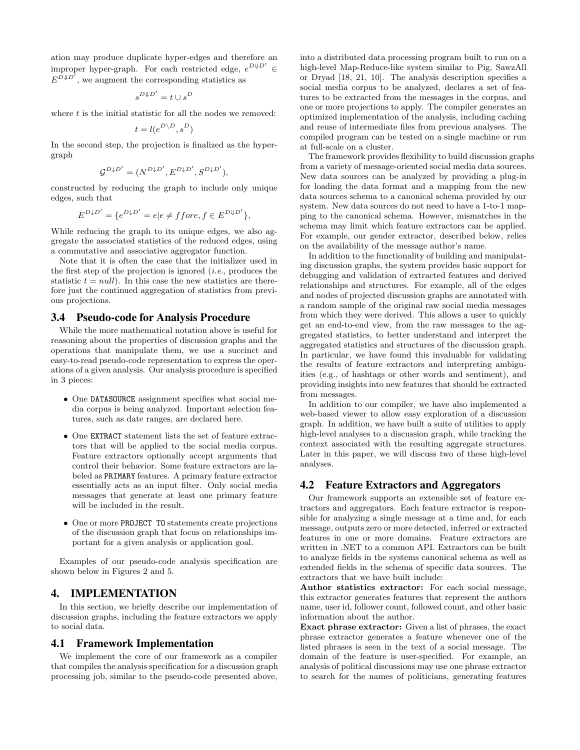ation may produce duplicate hyper-edges and therefore an improper hyper-graph. For each restricted edge, $e^{D \Downarrow D'} \in E^{D \Downarrow D'}$, we augment the corresponding statistics as

$$s^{D \Downarrow D'} = t \cup s^D$$

where $t$ is the initial statistic for all the nodes we removed:

$$t = l(e^{D \setminus D}, s^D)$$

In the second step, the projection is finalized as the hyper-graph

$$\mathcal{G}^{D \downarrow D'} = (N^{D \downarrow D'}, E^{D \downarrow D'}, S^{D \downarrow D'}),$$

constructed by reducing the graph to include only unique edges, such that

$$E^{D \downarrow D'} = \{e^{D \downarrow D'} = e | e \neq f fore, f \in E^{D \Downarrow D'}\},$$

While reducing the graph to its unique edges, we also aggregate the associated statistics of the reduced edges, using a commutative and associative aggregator function.

Note that it is often the case that the initializer used in the first step of the projection is ignored (*i.e.*, produces the statistic $t = null$). In this case the new statistics are therefore just the continued aggregation of statistics from previous projections.

### 3.4 Pseudo-code for Analysis Procedure

While the more mathematical notation above is useful for reasoning about the properties of discussion graphs and the operations that manipulate them, we use a succinct and easy-to-read pseudo-code representation to express the operations of a given analysis. Our analysis procedure is specified in 3 pieces:

- One `DATASOURCE` assignment specifies what social media corpus is being analyzed. Important selection features, such as date ranges, are declared here.
- One `EXTRACT` statement lists the set of feature extractors that will be applied to the social media corpus. Feature extractors optionally accept arguments that control their behavior. Some feature extractors are labeled as `PRIMARY` features. A primary feature extractor essentially acts as an input filter. Only social media messages that generate at least one primary feature will be included in the result.
- One or more `PROJECT TO` statements create projections of the discussion graph that focus on relationships important for a given analysis or application goal.

Examples of our pseudo-code analysis specification are shown below in Figures 2 and 5.

## 4. IMPLEMENTATION

In this section, we briefly describe our implementation of discussion graphs, including the feature extractors we apply to social data.

### 4.1 Framework Implementation

We implement the core of our framework as a compiler that compiles the analysis specification for a discussion graph processing job, similar to the pseudo-code presented above, into a distributed data processing program built to run on a high-level Map-Reduce-like system similar to Pig, SawzAll or Dryad [18, 21, 10]. The analysis description specifies a social media corpus to be analyzed, declares a set of features to be extracted from the messages in the corpus, and one or more projections to apply. The compiler generates an optimized implementation of the analysis, including caching and reuse of intermediate files from previous analyses. The compiled program can be tested on a single machine or run at full-scale on a cluster.

The framework provides flexibility to build discussion graphs from a variety of message-oriented social media data sources. New data sources can be analyzed by providing a plug-in for loading the data format and a mapping from the new data sources schema to a canonical schema provided by our system. New data sources do not need to have a 1-to-1 mapping to the canonical schema. However, mismatches in the schema may limit which feature extractors can be applied. For example, our gender extractor, described below, relies on the availability of the message author's name.

In addition to the functionality of building and manipulating discussion graphs, the system provides basic support for debugging and validation of extracted features and derived relationships and structures. For example, all of the edges and nodes of projected discussion graphs are annotated with a random sample of the original raw social media messages from which they were derived. This allows a user to quickly get an end-to-end view, from the raw messages to the aggregated statistics, to better understand and interpret the aggregated statistics and structures of the discussion graph. In particular, we have found this invaluable for validating the results of feature extractors and interpreting ambiguities (e.g., of hashtags or other words and sentiment), and providing insights into new features that should be extracted from messages.

In addition to our compiler, we have also implemented a web-based viewer to allow easy exploration of a discussion graph. In addition, we have built a suite of utilities to apply high-level analyses to a discussion graph, while tracking the context associated with the resulting aggregate structures. Later in this paper, we will discuss two of these high-level analyses.

### 4.2 Feature Extractors and Aggregators

Our framework supports an extensible set of feature extractors and aggregators. Each feature extractor is responsible for analyzing a single message at a time and, for each message, outputs zero or more detected, inferred or extracted features in one or more domains. Feature extractors are written in .NET to a common API. Extractors can be built to analyze fields in the systems canonical schema as well as extended fields in the schema of specific data sources. The extractors that we have built include:

**Author statistics extractor:** For each social message, this extractor generates features that represent the authors name, user id, follower count, followed count, and other basic information about the author.

**Exact phrase extractor:** Given a list of phrases, the exact phrase extractor generates a feature whenever one of the listed phrases is seen in the text of a social message. The domain of the feature is user-specified. For example, an analysis of political discussions may use one phrase extractor to search for the names of politicians, generating features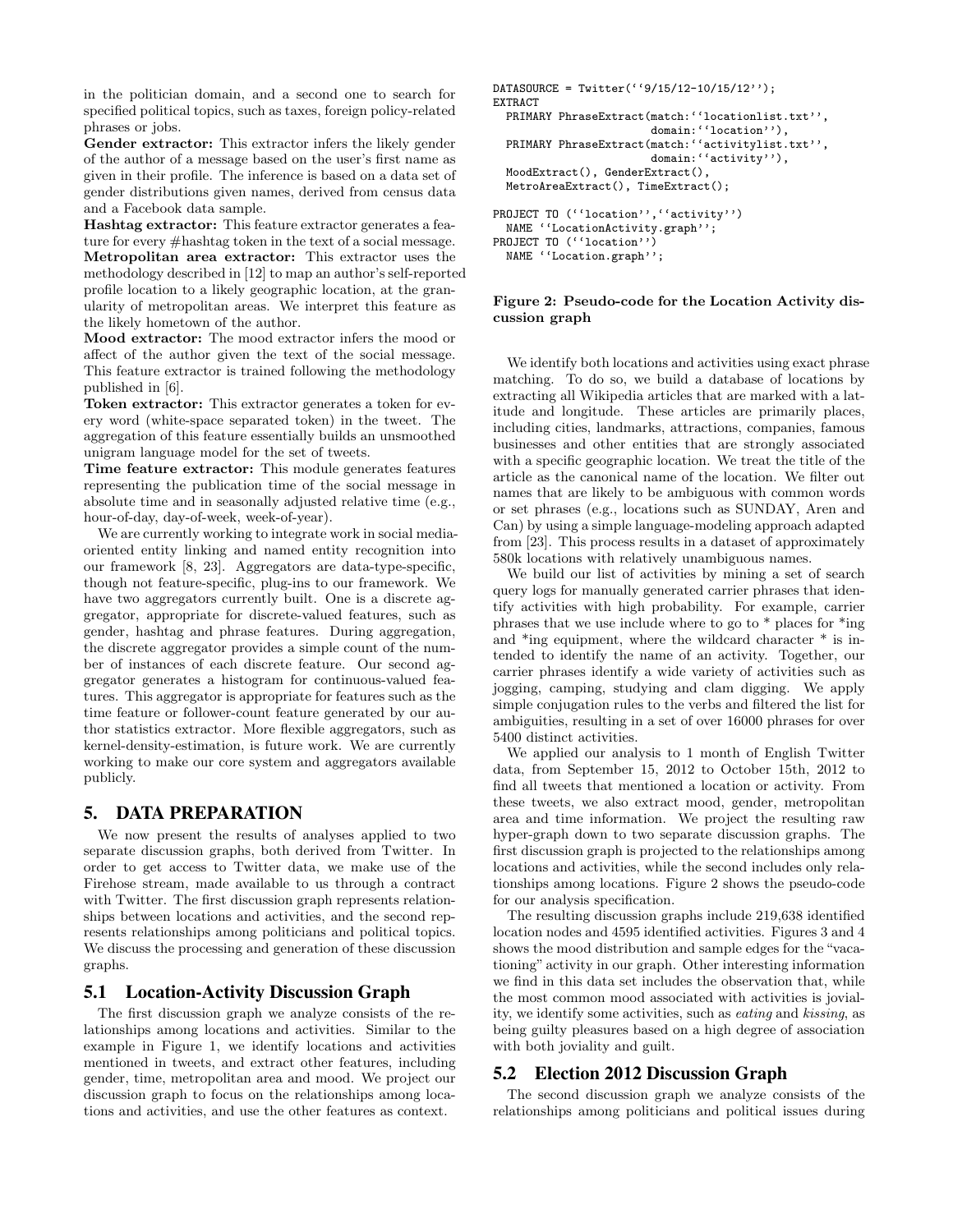in the politician domain, and a second one to search for specified political topics, such as taxes, foreign policy-related phrases or jobs.

**Gender extractor:** This extractor infers the likely gender of the author of a message based on the user's first name as given in their profile. The inference is based on a data set of gender distributions given names, derived from census data and a Facebook data sample.

**Hashtag extractor:** This feature extractor generates a feature for every #hashtag token in the text of a social message.

**Metropolitan area extractor:** This extractor uses the methodology described in [12] to map an author's self-reported profile location to a likely geographic location, at the granularity of metropolitan areas. We interpret this feature as the likely hometown of the author.

**Mood extractor:** The mood extractor infers the mood or affect of the author given the text of the social message. This feature extractor is trained following the methodology published in [6].

**Token extractor:** This extractor generates a token for every word (white-space separated token) in the tweet. The aggregation of this feature essentially builds an unsmoothed unigram language model for the set of tweets.

**Time feature extractor:** This module generates features representing the publication time of the social message in absolute time and in seasonally adjusted relative time (e.g., hour-of-day, day-of-week, week-of-year).

We are currently working to integrate work in social media-oriented entity linking and named entity recognition into our framework [8, 23]. Aggregators are data-type-specific, though not feature-specific, plug-ins to our framework. We have two aggregators currently built. One is a discrete aggregator, appropriate for discrete-valued features, such as gender, hashtag and phrase features. During aggregation, the discrete aggregator provides a simple count of the number of instances of each discrete feature. Our second aggregator generates a histogram for continuous-valued features. This aggregator is appropriate for features such as the time feature or follower-count feature generated by our author statistics extractor. More flexible aggregators, such as kernel-density-estimation, is future work. We are currently working to make our core system and aggregators available publicly.

## 5. DATA PREPARATION

We now present the results of analyses applied to two separate discussion graphs, both derived from Twitter. In order to get access to Twitter data, we make use of the Firehose stream, made available to us through a contract with Twitter. The first discussion graph represents relationships between locations and activities, and the second represents relationships among politicians and political topics. We discuss the processing and generation of these discussion graphs.

### 5.1 Location-Activity Discussion Graph

The first discussion graph we analyze consists of the relationships among locations and activities. Similar to the example in Figure 1, we identify locations and activities mentioned in tweets, and extract other features, including gender, time, metropolitan area and mood. We project our discussion graph to focus on the relationships among locations and activities, and use the other features as context.

```
DATASOURCE = Twitter(''9/15/12-10/15/12'');
EXTRACT
  PRIMARY PhraseExtract(match:''locationlist.txt'',
                        domain:''location''),
  PRIMARY PhraseExtract(match:''activitylist.txt'',
                        domain:''activity''),
  MoodExtract(), GenderExtract(),
  MetroAreaExtract(), TimeExtract();

PROJECT TO (''location'',''activity'')
  NAME ''LocationActivity.graph'';
PROJECT TO (''location'')
  NAME ''Location.graph'';
```

**Figure 2: Pseudo-code for the Location Activity discussion graph**

We identify both locations and activities using exact phrase matching. To do so, we build a database of locations by extracting all Wikipedia articles that are marked with a latitude and longitude. These articles are primarily places, including cities, landmarks, attractions, companies, famous businesses and other entities that are strongly associated with a specific geographic location. We treat the title of the article as the canonical name of the location. We filter out names that are likely to be ambiguous with common words or set phrases (e.g., locations such as SUNDAY, Aren and Can) by using a simple language-modeling approach adapted from [23]. This process results in a dataset of approximately 580k locations with relatively unambiguous names.

We build our list of activities by mining a set of search query logs for manually generated carrier phrases that identify activities with high probability. For example, carrier phrases that we use include where to go to * places for *ing and *ing equipment, where the wildcard character * is intended to identify the name of an activity. Together, our carrier phrases identify a wide variety of activities such as jogging, camping, studying and clam digging. We apply simple conjugation rules to the verbs and filtered the list for ambiguities, resulting in a set of over 16000 phrases for over 5400 distinct activities.

We applied our analysis to 1 month of English Twitter data, from September 15, 2012 to October 15th, 2012 to find all tweets that mentioned a location or activity. From these tweets, we also extract mood, gender, metropolitan area and time information. We project the resulting raw hyper-graph down to two separate discussion graphs. The first discussion graph is projected to the relationships among locations and activities, while the second includes only relationships among locations. Figure 2 shows the pseudo-code for our analysis specification.

The resulting discussion graphs include 219,638 identified location nodes and 4595 identified activities. Figures 3 and 4 shows the mood distribution and sample edges for the "vacationing" activity in our graph. Other interesting information we find in this data set includes the observation that, while the most common mood associated with activities is joviality, we identify some activities, such as *eating* and *kissing*, as being guilty pleasures based on a high degree of association with both joviality and guilt.

### 5.2 Election 2012 Discussion Graph

The second discussion graph we analyze consists of the relationships among politicians and political issues during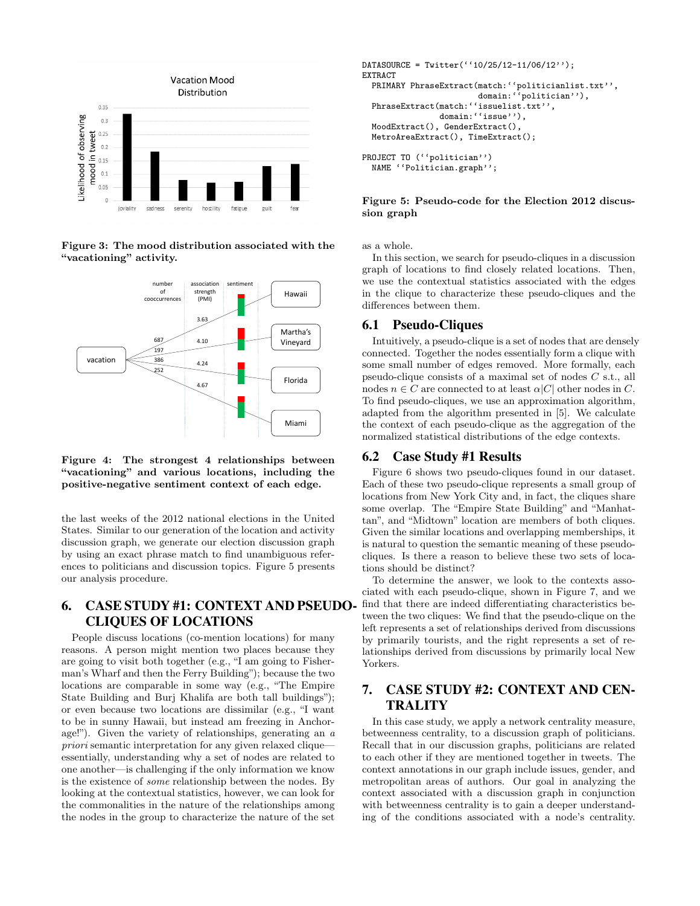Figure 3: The mood distribution associated with the "vacationing" activity.

Figure 4: The strongest 4 relationships between "vacationing" and various locations, including the positive-negative sentiment context of each edge.

the last weeks of the 2012 national elections in the United States. Similar to our generation of the location and activity discussion graph, we generate our election discussion graph by using an exact phrase match to find unambiguous references to politicians and discussion topics. Figure 5 presents our analysis procedure.

```
DATASOURCE = Twitter(''10/25/12-11/06/12'');
EXTRACT
  PRIMARY PhraseExtract(match:''politicianlist.txt'',
                        domain:''politician''),
  PhraseExtract(match:''issuelist.txt'',
                domain:''issue''),
  MoodExtract(), GenderExtract(),
  MetroAreaExtract(), TimeExtract();

PROJECT TO (''politician'')
  NAME ''Politician.graph'';
```

**Figure 5: Pseudo-code for the Election 2012 discussion graph**

## 6. CASE STUDY #1: CONTEXT AND PSEUDO-CLIQUES OF LOCATIONS

People discuss locations (co-mention locations) for many reasons. A person might mention two places because they are going to visit both together (e.g., "I am going to Fisherman's Wharf and then the Ferry Building"); because the two locations are comparable in some way (e.g., "The Empire State Building and Burj Khalifa are both tall buildings"); or even because two locations are dissimilar (e.g., "I want to be in sunny Hawaii, but instead am freezing in Anchorage!"). Given the variety of relationships, generating an *a priori* semantic interpretation for any given relaxed clique—essentially, understanding why a set of nodes are related to one another—is challenging if the only information we know is the existence of *some* relationship between the nodes. By looking at the contextual statistics, however, we can look for the commonalities in the nature of the relationships among the nodes in the group to characterize the nature of the set as a whole.

In this section, we search for pseudo-cliques in a discussion graph of locations to find closely related locations. Then, we use the contextual statistics associated with the edges in the clique to characterize these pseudo-cliques and the differences between them.

### 6.1 Pseudo-Cliques

Intuitively, a pseudo-clique is a set of nodes that are densely connected. Together the nodes essentially form a clique with some small number of edges removed. More formally, each pseudo-clique consists of a maximal set of nodes $C$ s.t., all nodes $n \in C$ are connected to at least $\alpha|C|$ other nodes in $C$. To find pseudo-cliques, we use an approximation algorithm, adapted from the algorithm presented in [5]. We calculate the context of each pseudo-clique as the aggregation of the normalized statistical distributions of the edge contexts.

### 6.2 Case Study #1 Results

Figure 6 shows two pseudo-cliques found in our dataset. Each of these two pseudo-clique represents a small group of locations from New York City and, in fact, the cliques share some overlap. The "Empire State Building" and "Manhattan", and "Midtown" location are members of both cliques. Given the similar locations and overlapping memberships, it is natural to question the semantic meaning of these pseudo-cliques. Is there a reason to believe these two sets of locations should be distinct?

To determine the answer, we look to the contexts associated with each pseudo-clique, shown in Figure 7, and we find that there are indeed differentiating characteristics between the two cliques: We find that the pseudo-clique on the left represents a set of relationships derived from discussions by primarily tourists, and the right represents a set of relationships derived from discussions by primarily local New Yorkers.

## 7. CASE STUDY #2: CONTEXT AND CENTRALITY

In this case study, we apply a network centrality measure, betweenness centrality, to a discussion graph of politicians. Recall that in our discussion graphs, politicians are related to each other if they are mentioned together in tweets. The context annotations in our graph include issues, gender, and metropolitan areas of authors. Our goal in analyzing the context associated with a discussion graph in conjunction with betweenness centrality is to gain a deeper understanding of the conditions associated with a node's centrality.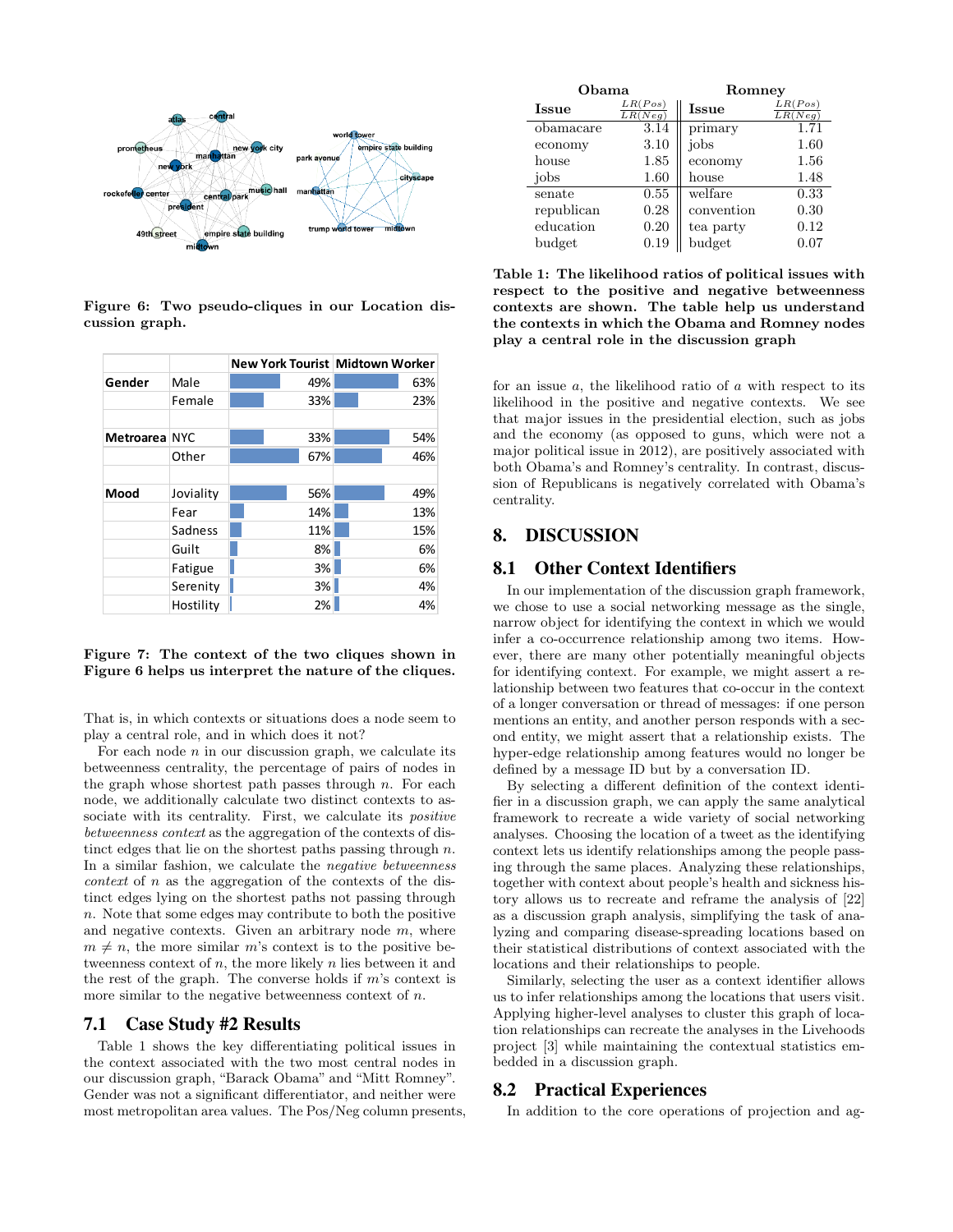Figure 6: Two pseudo-cliques in our Location discussion graph.

|  |  | New York Tourist | Midtown Worker |
|---|---|---|---|
| **Gender** | Male | 49% | 63% |
|  | Female | 33% | 23% |
| **Metroarea** | NYC | 33% | 54% |
|  | Other | 67% | 46% |
| **Mood** | Joviality | 56% | 49% |
|  | Fear | 14% | 13% |
|  | Sadness | 11% | 15% |
|  | Guilt | 8% | 6% |
|  | Fatigue | 3% | 6% |
|  | Serenity | 3% | 4% |
|  | Hostility | 2% | 4% |

Figure 7: The context of the two cliques shown in Figure 6 helps us interpret the nature of the cliques.

That is, in which contexts or situations does a node seem to play a central role, and in which does it not?

For each node $n$ in our discussion graph, we calculate its betweenness centrality, the percentage of pairs of nodes in the graph whose shortest path passes through $n$. For each node, we additionally calculate two distinct contexts to associate with its centrality. First, we calculate its *positive betweenness context* as the aggregation of the contexts of distinct edges that lie on the shortest paths passing through $n$. In a similar fashion, we calculate the *negative betweenness context* of $n$ as the aggregation of the contexts of the distinct edges lying on the shortest paths not passing through $n$. Note that some edges may contribute to both the positive and negative contexts. Given an arbitrary node $m$, where $m \neq n$, the more similar $m$'s context is to the positive betweenness context of $n$, the more likely $n$ lies between it and the rest of the graph. The converse holds if $m$'s context is more similar to the negative betweenness context of $n$.

## 7.1 Case Study #2 Results

Table 1 shows the key differentiating political issues in the context associated with the two most central nodes in our discussion graph, "Barack Obama" and "Mitt Romney". Gender was not a significant differentiator, and neither were most metropolitan area values. The Pos/Neg column presents,

| Obama | | Romney | |
|---|---|---|---|
| **Issue** | $\frac{LR(Pos)}{LR(Neg)}$ | **Issue** | $\frac{LR(Pos)}{LR(Neg)}$ |
| obamacare | 3.14 | primary | 1.71 |
| economy | 3.10 | jobs | 1.60 |
| house | 1.85 | economy | 1.56 |
| jobs | 1.60 | house | 1.48 |
| senate | 0.55 | welfare | 0.33 |
| republican | 0.28 | convention | 0.30 |
| education | 0.20 | tea party | 0.12 |
| budget | 0.19 | budget | 0.07 |

Table 1: The likelihood ratios of political issues with respect to the positive and negative betweenness contexts are shown. The table help us understand the contexts in which the Obama and Romney nodes play a central role in the discussion graph

for an issue $a$, the likelihood ratio of $a$ with respect to its likelihood in the positive and negative contexts. We see that major issues in the presidential election, such as jobs and the economy (as opposed to guns, which were not a major political issue in 2012), are positively associated with both Obama's and Romney's centrality. In contrast, discussion of Republicans is negatively correlated with Obama's centrality.

# 8. DISCUSSION

## 8.1 Other Context Identifiers

In our implementation of the discussion graph framework, we chose to use a social networking message as the single, narrow object for identifying the context in which we would infer a co-occurrence relationship among two items. However, there are many other potentially meaningful objects for identifying context. For example, we might assert a relationship between two features that co-occur in the context of a longer conversation or thread of messages: if one person mentions an entity, and another person responds with a second entity, we might assert that a relationship exists. The hyper-edge relationship among features would no longer be defined by a message ID but by a conversation ID.

By selecting a different definition of the context identifier in a discussion graph, we can apply the same analytical framework to recreate a wide variety of social networking analyses. Choosing the location of a tweet as the identifying context lets us identify relationships among the people passing through the same places. Analyzing these relationships, together with context about people's health and sickness history allows us to recreate and reframe the analysis of [22] as a discussion graph analysis, simplifying the task of analyzing and comparing disease-spreading locations based on their statistical distributions of context associated with the locations and their relationships to people.

Similarly, selecting the user as a context identifier allows us to infer relationships among the locations that users visit. Applying higher-level analyses to cluster this graph of location relationships can recreate the analyses in the Livehoods project [3] while maintaining the contextual statistics embedded in a discussion graph.

## 8.2 Practical Experiences

In addition to the core operations of projection and ag-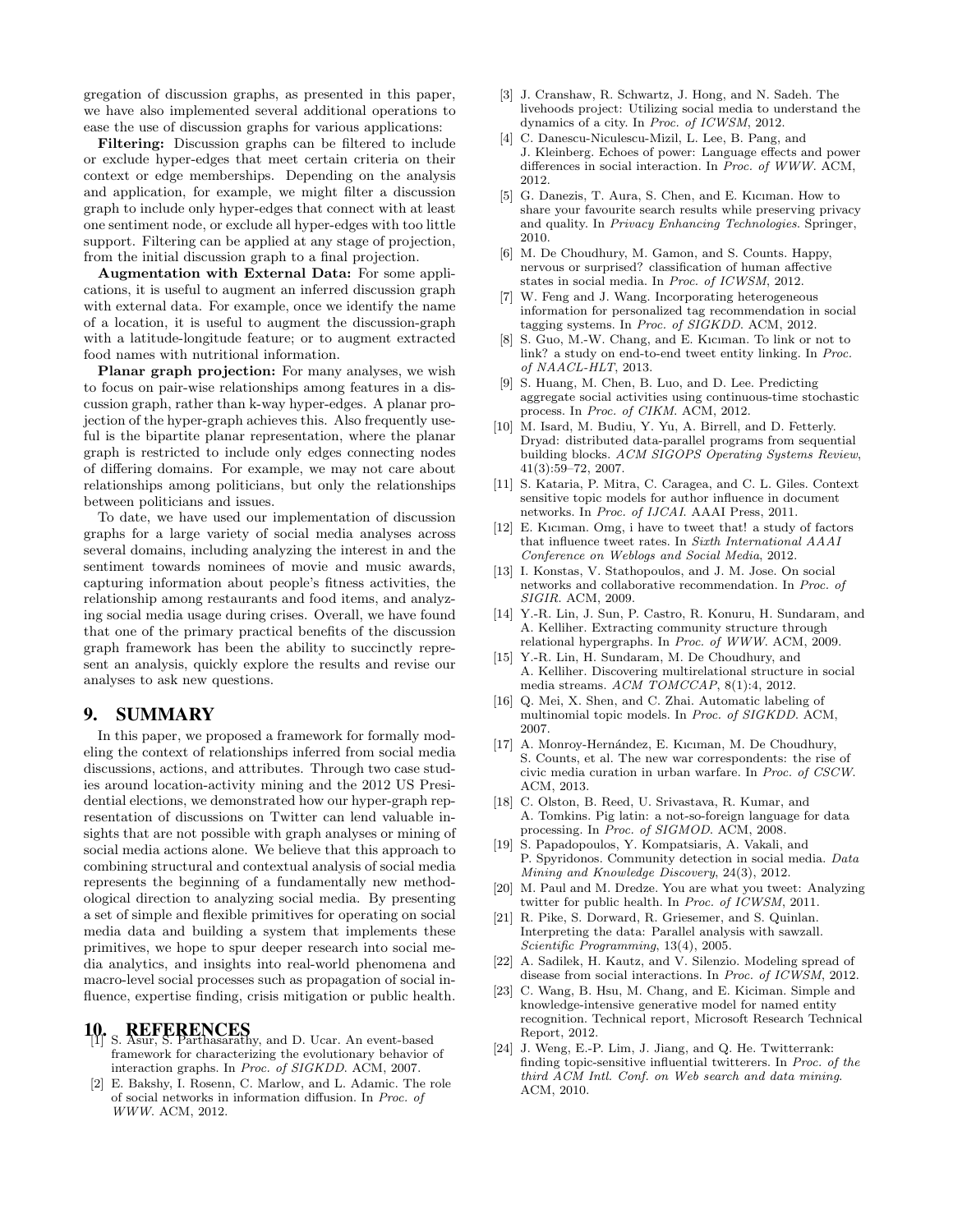gregation of discussion graphs, as presented in this paper, we have also implemented several additional operations to ease the use of discussion graphs for various applications:

**Filtering:** Discussion graphs can be filtered to include or exclude hyper-edges that meet certain criteria on their context or edge memberships. Depending on the analysis and application, for example, we might filter a discussion graph to include only hyper-edges that connect with at least one sentiment node, or exclude all hyper-edges with too little support. Filtering can be applied at any stage of projection, from the initial discussion graph to a final projection.

**Augmentation with External Data:** For some applications, it is useful to augment an inferred discussion graph with external data. For example, once we identify the name of a location, it is useful to augment the discussion-graph with a latitude-longitude feature; or to augment extracted food names with nutritional information.

**Planar graph projection:** For many analyses, we wish to focus on pair-wise relationships among features in a discussion graph, rather than k-way hyper-edges. A planar projection of the hyper-graph achieves this. Also frequently useful is the bipartite planar representation, where the planar graph is restricted to include only edges connecting nodes of differing domains. For example, we may not care about relationships among politicians, but only the relationships between politicians and issues.

To date, we have used our implementation of discussion graphs for a large variety of social media analyses across several domains, including analyzing the interest in and the sentiment towards nominees of movie and music awards, capturing information about people's fitness activities, the relationship among restaurants and food items, and analyzing social media usage during crises. Overall, we have found that one of the primary practical benefits of the discussion graph framework has been the ability to succinctly represent an analysis, quickly explore the results and revise our analyses to ask new questions.

## 9. SUMMARY

In this paper, we proposed a framework for formally modeling the context of relationships inferred from social media discussions, actions, and attributes. Through two case studies around location-activity mining and the 2012 US Presidential elections, we demonstrated how our hyper-graph representation of discussions on Twitter can lend valuable insights that are not possible with graph analyses or mining of social media actions alone. We believe that this approach to combining structural and contextual analysis of social media represents the beginning of a fundamentally new methodological direction to analyzing social media. By presenting a set of simple and flexible primitives for operating on social media data and building a system that implements these primitives, we hope to spur deeper research into social media analytics, and insights into real-world phenomena and macro-level social processes such as propagation of social influence, expertise finding, crisis mitigation or public health.

## 10. REFERENCES

[1] S. Asur, S. Parthasarathy, and D. Ucar. An event-based framework for characterizing the evolutionary behavior of interaction graphs. In *Proc. of SIGKDD*. ACM, 2007.

[2] E. Bakshy, I. Rosenn, C. Marlow, and L. Adamic. The role of social networks in information diffusion. In *Proc. of WWW*. ACM, 2012.

[3] J. Cranshaw, R. Schwartz, J. Hong, and N. Sadeh. The livehoods project: Utilizing social media to understand the dynamics of a city. In *Proc. of ICWSM*, 2012.

[4] C. Danescu-Niculescu-Mizil, L. Lee, B. Pang, and J. Kleinberg. Echoes of power: Language effects and power differences in social interaction. In *Proc. of WWW*. ACM, 2012.

[5] G. Danezis, T. Aura, S. Chen, and E. Kıcıman. How to share your favourite search results while preserving privacy and quality. In *Privacy Enhancing Technologies*. Springer, 2010.

[6] M. De Choudhury, M. Gamon, and S. Counts. Happy, nervous or surprised? classification of human affective states in social media. In *Proc. of ICWSM*, 2012.

[7] W. Feng and J. Wang. Incorporating heterogeneous information for personalized tag recommendation in social tagging systems. In *Proc. of SIGKDD*. ACM, 2012.

[8] S. Guo, M.-W. Chang, and E. Kıcıman. To link or not to link? a study on end-to-end tweet entity linking. In *Proc. of NAACL-HLT*, 2013.

[9] S. Huang, M. Chen, B. Luo, and D. Lee. Predicting aggregate social activities using continuous-time stochastic process. In *Proc. of CIKM*. ACM, 2012.

[10] M. Isard, M. Budiu, Y. Yu, A. Birrell, and D. Fetterly. Dryad: distributed data-parallel programs from sequential building blocks. *ACM SIGOPS Operating Systems Review*, 41(3):59–72, 2007.

[11] S. Kataria, P. Mitra, C. Caragea, and C. L. Giles. Context sensitive topic models for author influence in document networks. In *Proc. of IJCAI*. AAAI Press, 2011.

[12] E. Kıcıman. Omg, i have to tweet that! a study of factors that influence tweet rates. In *Sixth International AAAI Conference on Weblogs and Social Media*, 2012.

[13] I. Konstas, V. Stathopoulos, and J. M. Jose. On social networks and collaborative recommendation. In *Proc. of SIGIR*. ACM, 2009.

[14] Y.-R. Lin, J. Sun, P. Castro, R. Konuru, H. Sundaram, and A. Kelliher. Extracting community structure through relational hypergraphs. In *Proc. of WWW*. ACM, 2009.

[15] Y.-R. Lin, H. Sundaram, M. De Choudhury, and A. Kelliher. Discovering multirelational structure in social media streams. *ACM TOMCCAP*, 8(1):4, 2012.

[16] Q. Mei, X. Shen, and C. Zhai. Automatic labeling of multinomial topic models. In *Proc. of SIGKDD*. ACM, 2007.

[17] A. Monroy-Hernández, E. Kıcıman, M. De Choudhury, S. Counts, et al. The new war correspondents: the rise of civic media curation in urban warfare. In *Proc. of CSCW*. ACM, 2013.

[18] C. Olston, B. Reed, U. Srivastava, R. Kumar, and A. Tomkins. Pig latin: a not-so-foreign language for data processing. In *Proc. of SIGMOD*. ACM, 2008.

[19] S. Papadopoulos, Y. Kompatsiaris, A. Vakali, and P. Spyridonos. Community detection in social media. *Data Mining and Knowledge Discovery*, 24(3), 2012.

[20] M. Paul and M. Dredze. You are what you tweet: Analyzing twitter for public health. In *Proc. of ICWSM*, 2011.

[21] R. Pike, S. Dorward, R. Griesemer, and S. Quinlan. Interpreting the data: Parallel analysis with sawzall. *Scientific Programming*, 13(4), 2005.

[22] A. Sadilek, H. Kautz, and V. Silenzio. Modeling spread of disease from social interactions. In *Proc. of ICWSM*, 2012.

[23] C. Wang, B. Hsu, M. Chang, and E. Kiciman. Simple and knowledge-intensive generative model for named entity recognition. Technical report, Microsoft Research Technical Report, 2012.

[24] J. Weng, E.-P. Lim, J. Jiang, and Q. He. Twitterrank: finding topic-sensitive influential twitterers. In *Proc. of the third ACM Intl. Conf. on Web search and data mining*. ACM, 2010.